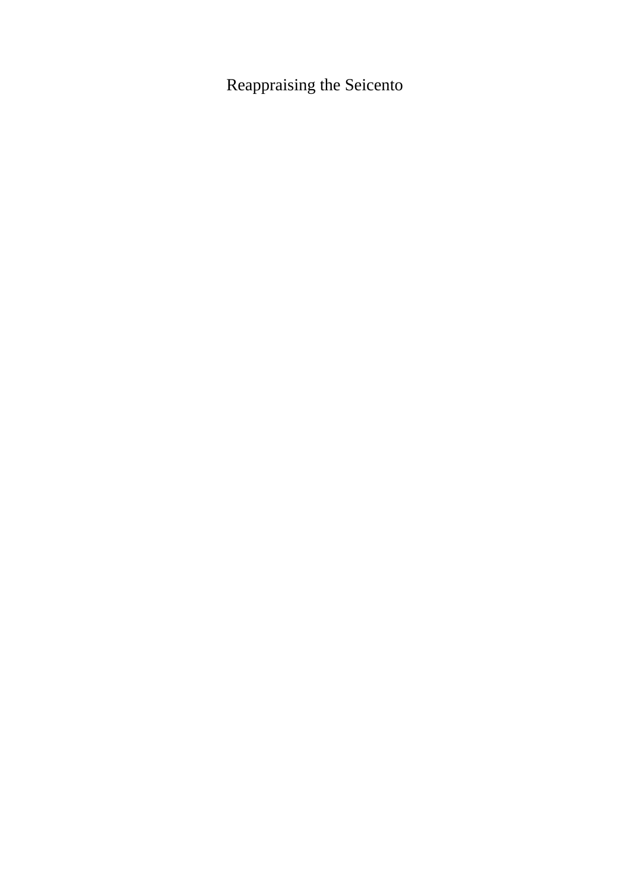Reappraising the Seicento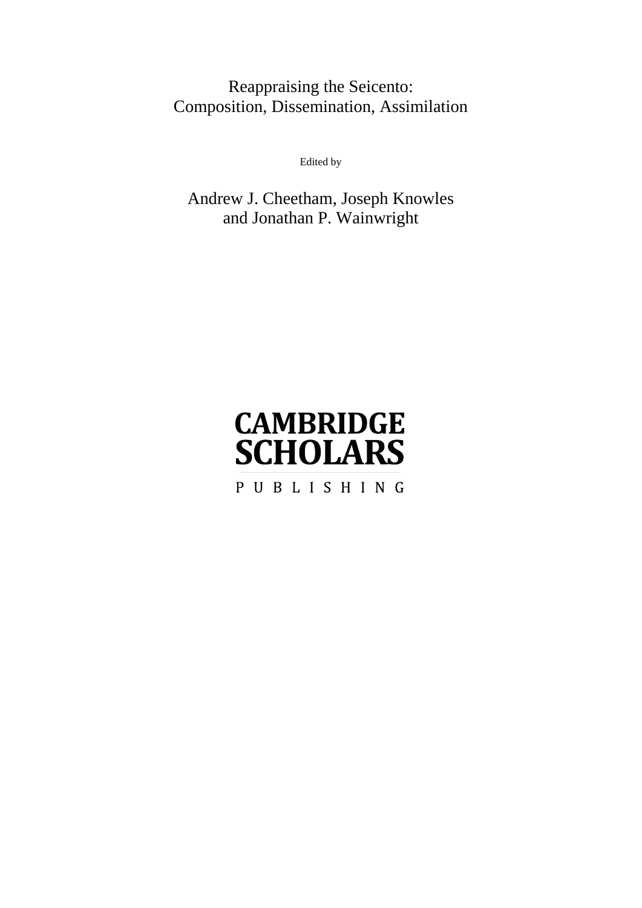# Reappraising the Seicento: Composition, Dissemination, Assimilation

Edited by

Andrew J. Cheetham, Joseph Knowles and Jonathan P. Wainwright

CAMBRIDGE SCHOLARS

PUBLISHING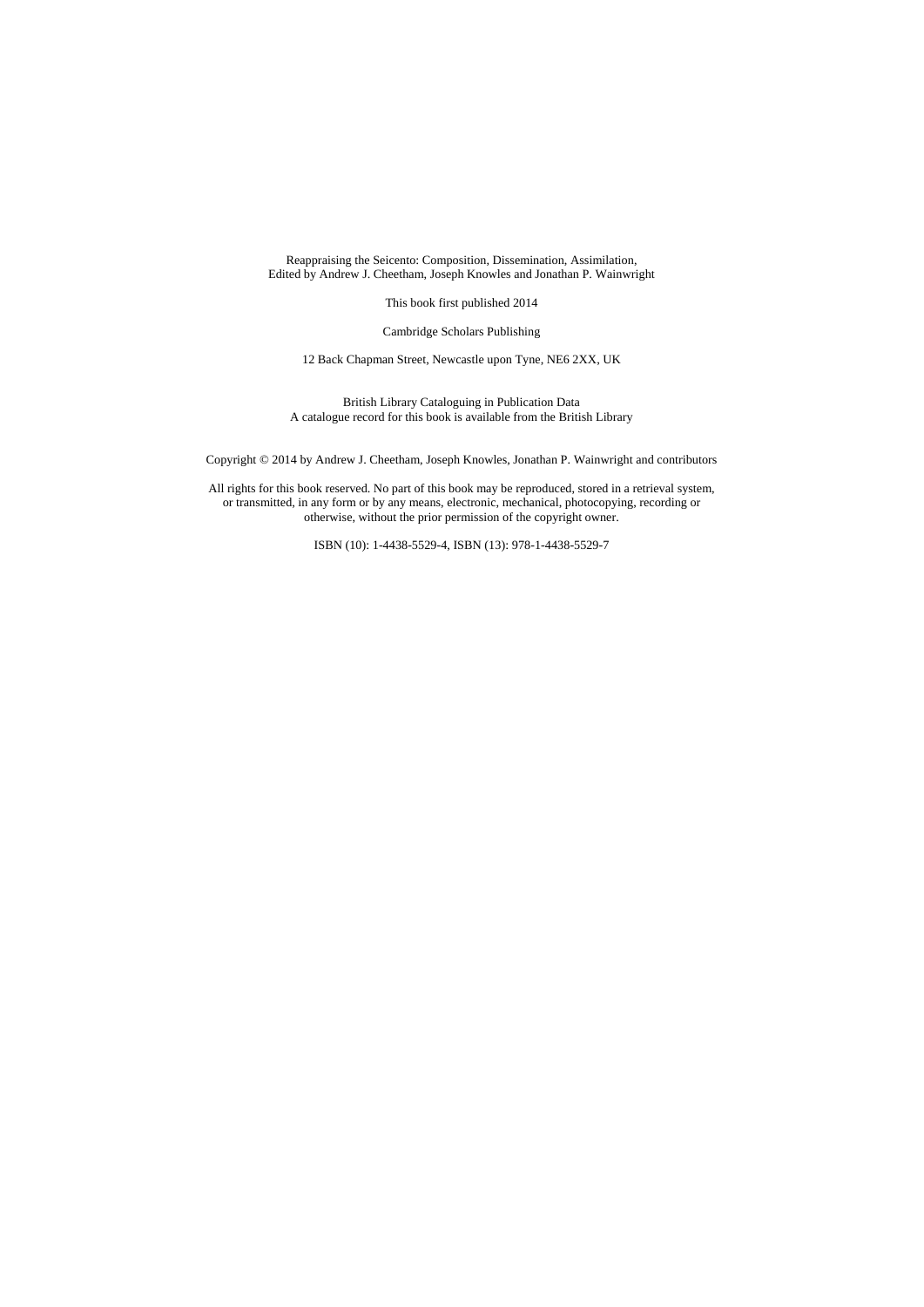Reappraising the Seicento: Composition, Dissemination, Assimilation,
Edited by Andrew J. Cheetham, Joseph Knowles and Jonathan P. Wainwright

This book first published 2014

Cambridge Scholars Publishing

12 Back Chapman Street, Newcastle upon Tyne, NE6 2XX, UK

British Library Cataloguing in Publication Data
A catalogue record for this book is available from the British Library

Copyright © 2014 by Andrew J. Cheetham, Joseph Knowles, Jonathan P. Wainwright and contributors

All rights for this book reserved. No part of this book may be reproduced, stored in a retrieval system, or transmitted, in any form or by any means, electronic, mechanical, photocopying, recording or otherwise, without the prior permission of the copyright owner.

ISBN (10): 1-4438-5529-4, ISBN (13): 978-1-4438-5529-7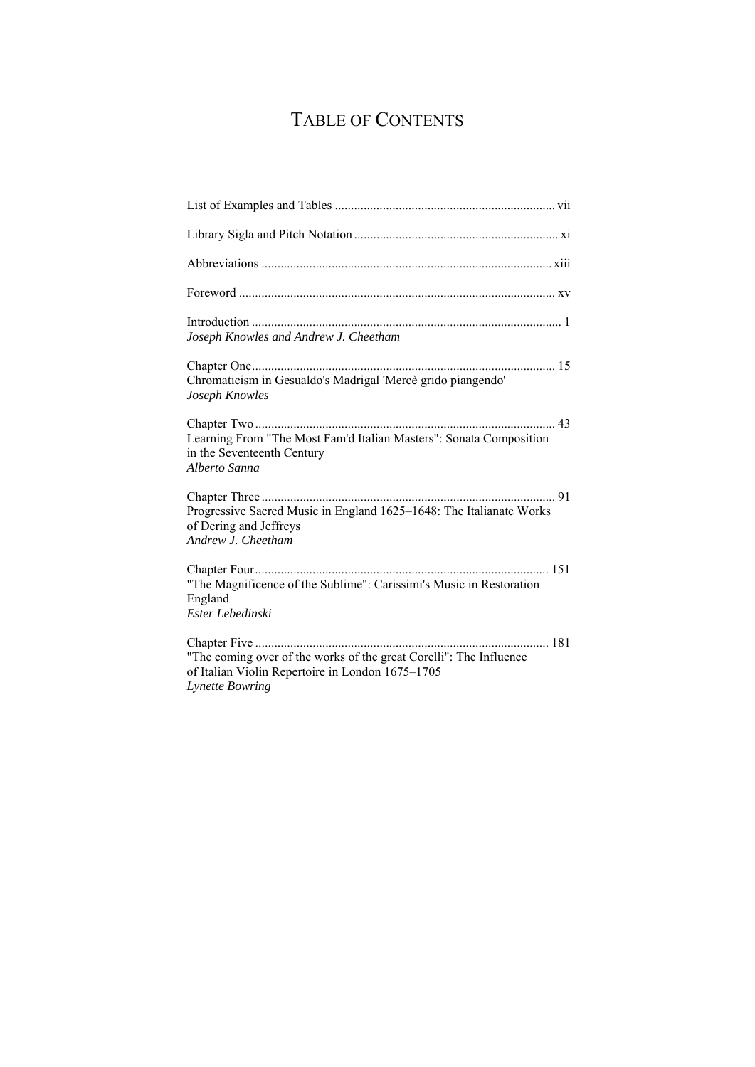# TABLE OF CONTENTS

List of Examples and Tables .................................................................... vii

Library Sigla and Pitch Notation ............................................................... xi

Abbreviations ......................................................................................... xiii

Foreword ................................................................................................. xv

Introduction ................................................................................................ 1
*Joseph Knowles and Andrew J. Cheetham*

Chapter One.............................................................................................. 15
Chromaticism in Gesualdo's Madrigal 'Mercè grido piangendo'
*Joseph Knowles*

Chapter Two ............................................................................................. 43
Learning From "The Most Fam'd Italian Masters": Sonata Composition in the Seventeenth Century
*Alberto Sanna*

Chapter Three ........................................................................................... 91
Progressive Sacred Music in England 1625–1648: The Italianate Works of Dering and Jeffreys
*Andrew J. Cheetham*

Chapter Four........................................................................................... 151
"The Magnificence of the Sublime": Carissimi's Music in Restoration England
*Ester Lebedinski*

Chapter Five ........................................................................................... 181
"The coming over of the works of the great Corelli": The Influence of Italian Violin Repertoire in London 1675–1705
*Lynette Bowring*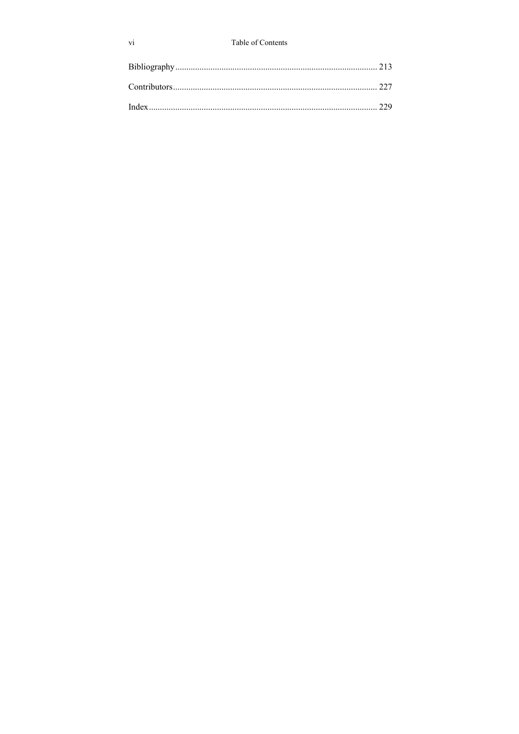Bibliography ........................................................................................... 213

Contributors............................................................................................ 227

Index....................................................................................................... 229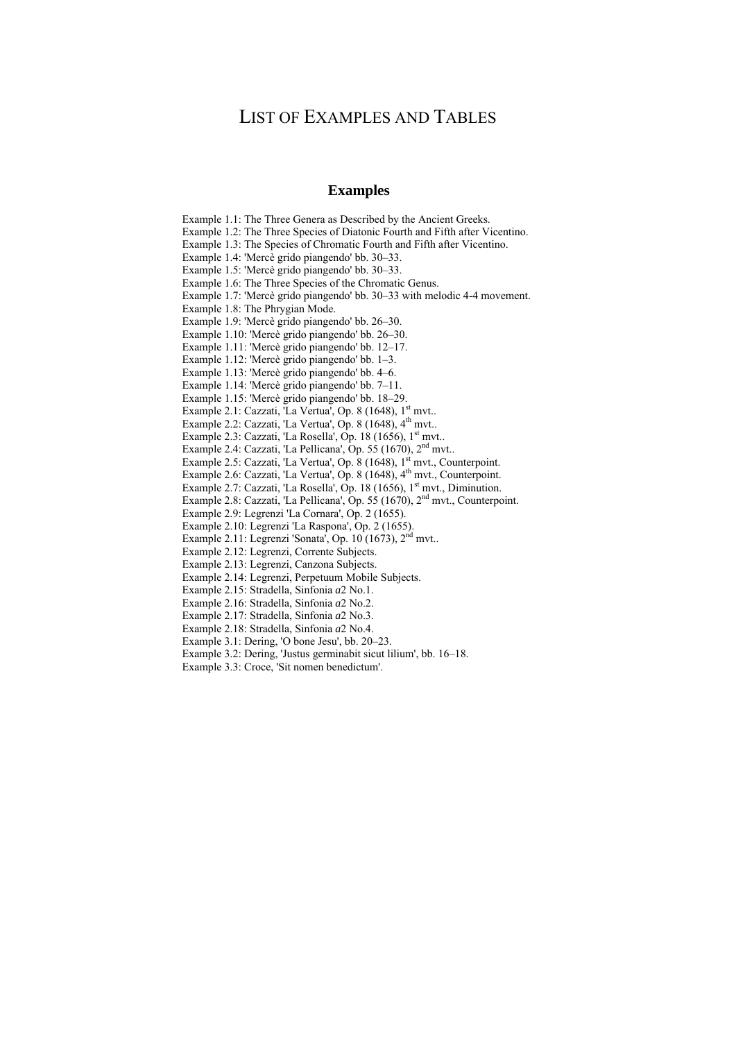# List of Examples and Tables

## Examples

Example 1.1: The Three Genera as Described by the Ancient Greeks.
Example 1.2: The Three Species of Diatonic Fourth and Fifth after Vicentino.
Example 1.3: The Species of Chromatic Fourth and Fifth after Vicentino.
Example 1.4: 'Mercè grido piangendo' bb. 30–33.
Example 1.5: 'Mercè grido piangendo' bb. 30–33.
Example 1.6: The Three Species of the Chromatic Genus.
Example 1.7: 'Mercè grido piangendo' bb. 30–33 with melodic 4-4 movement.
Example 1.8: The Phrygian Mode.
Example 1.9: 'Mercè grido piangendo' bb. 26–30.
Example 1.10: 'Mercè grido piangendo' bb. 26–30.
Example 1.11: 'Mercè grido piangendo' bb. 12–17.
Example 1.12: 'Mercè grido piangendo' bb. 1–3.
Example 1.13: 'Mercè grido piangendo' bb. 4–6.
Example 1.14: 'Mercè grido piangendo' bb. 7–11.
Example 1.15: 'Mercè grido piangendo' bb. 18–29.
Example 2.1: Cazzati, 'La Vertua', Op. 8 (1648), 1st mvt..
Example 2.2: Cazzati, 'La Vertua', Op. 8 (1648), 4th mvt..
Example 2.3: Cazzati, 'La Rosella', Op. 18 (1656), 1st mvt..
Example 2.4: Cazzati, 'La Pellicana', Op. 55 (1670), 2nd mvt..
Example 2.5: Cazzati, 'La Vertua', Op. 8 (1648), 1st mvt., Counterpoint.
Example 2.6: Cazzati, 'La Vertua', Op. 8 (1648), 4th mvt., Counterpoint.
Example 2.7: Cazzati, 'La Rosella', Op. 18 (1656), 1st mvt., Diminution.
Example 2.8: Cazzati, 'La Pellicana', Op. 55 (1670), 2nd mvt., Counterpoint.
Example 2.9: Legrenzi 'La Cornara', Op. 2 (1655).
Example 2.10: Legrenzi 'La Raspona', Op. 2 (1655).
Example 2.11: Legrenzi 'Sonata', Op. 10 (1673), 2nd mvt..
Example 2.12: Legrenzi, Corrente Subjects.
Example 2.13: Legrenzi, Canzona Subjects.
Example 2.14: Legrenzi, Perpetuum Mobile Subjects.
Example 2.15: Stradella, Sinfonia *a*2 No.1.
Example 2.16: Stradella, Sinfonia *a*2 No.2.
Example 2.17: Stradella, Sinfonia *a*2 No.3.
Example 2.18: Stradella, Sinfonia *a*2 No.4.
Example 3.1: Dering, 'O bone Jesu', bb. 20–23.
Example 3.2: Dering, 'Justus germinabit sicut lilium', bb. 16–18.
Example 3.3: Croce, 'Sit nomen benedictum'.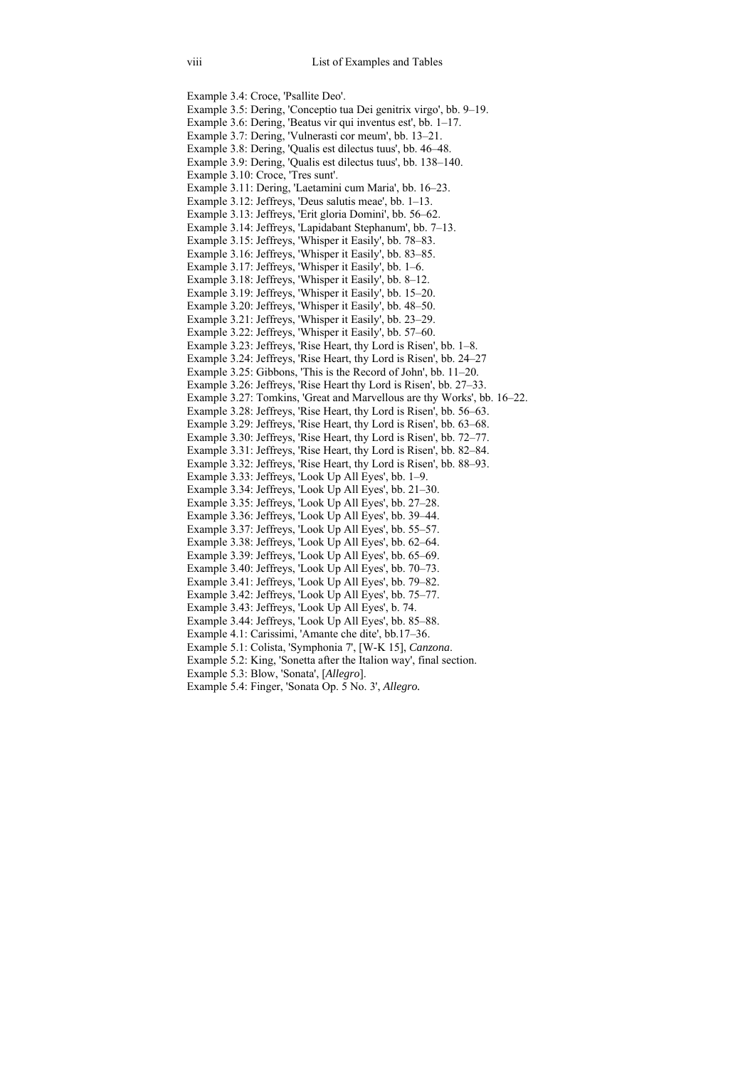Example 3.4: Croce, 'Psallite Deo'.
Example 3.5: Dering, 'Conceptio tua Dei genitrix virgo', bb. 9–19.
Example 3.6: Dering, 'Beatus vir qui inventus est', bb. 1–17.
Example 3.7: Dering, 'Vulnerasti cor meum', bb. 13–21.
Example 3.8: Dering, 'Qualis est dilectus tuus', bb. 46–48.
Example 3.9: Dering, 'Qualis est dilectus tuus', bb. 138–140.
Example 3.10: Croce, 'Tres sunt'.
Example 3.11: Dering, 'Laetamini cum Maria', bb. 16–23.
Example 3.12: Jeffreys, 'Deus salutis meae', bb. 1–13.
Example 3.13: Jeffreys, 'Erit gloria Domini', bb. 56–62.
Example 3.14: Jeffreys, 'Lapidabant Stephanum', bb. 7–13.
Example 3.15: Jeffreys, 'Whisper it Easily', bb. 78–83.
Example 3.16: Jeffreys, 'Whisper it Easily', bb. 83–85.
Example 3.17: Jeffreys, 'Whisper it Easily', bb. 1–6.
Example 3.18: Jeffreys, 'Whisper it Easily', bb. 8–12.
Example 3.19: Jeffreys, 'Whisper it Easily', bb. 15–20.
Example 3.20: Jeffreys, 'Whisper it Easily', bb. 48–50.
Example 3.21: Jeffreys, 'Whisper it Easily', bb. 23–29.
Example 3.22: Jeffreys, 'Whisper it Easily', bb. 57–60.
Example 3.23: Jeffreys, 'Rise Heart, thy Lord is Risen', bb. 1–8.
Example 3.24: Jeffreys, 'Rise Heart, thy Lord is Risen', bb. 24–27
Example 3.25: Gibbons, 'This is the Record of John', bb. 11–20.
Example 3.26: Jeffreys, 'Rise Heart thy Lord is Risen', bb. 27–33.
Example 3.27: Tomkins, 'Great and Marvellous are thy Works', bb. 16–22.
Example 3.28: Jeffreys, 'Rise Heart, thy Lord is Risen', bb. 56–63.
Example 3.29: Jeffreys, 'Rise Heart, thy Lord is Risen', bb. 63–68.
Example 3.30: Jeffreys, 'Rise Heart, thy Lord is Risen', bb. 72–77.
Example 3.31: Jeffreys, 'Rise Heart, thy Lord is Risen', bb. 82–84.
Example 3.32: Jeffreys, 'Rise Heart, thy Lord is Risen', bb. 88–93.
Example 3.33: Jeffreys, 'Look Up All Eyes', bb. 1–9.
Example 3.34: Jeffreys, 'Look Up All Eyes', bb. 21–30.
Example 3.35: Jeffreys, 'Look Up All Eyes', bb. 27–28.
Example 3.36: Jeffreys, 'Look Up All Eyes', bb. 39–44.
Example 3.37: Jeffreys, 'Look Up All Eyes', bb. 55–57.
Example 3.38: Jeffreys, 'Look Up All Eyes', bb. 62–64.
Example 3.39: Jeffreys, 'Look Up All Eyes', bb. 65–69.
Example 3.40: Jeffreys, 'Look Up All Eyes', bb. 70–73.
Example 3.41: Jeffreys, 'Look Up All Eyes', bb. 79–82.
Example 3.42: Jeffreys, 'Look Up All Eyes', bb. 75–77.
Example 3.43: Jeffreys, 'Look Up All Eyes', b. 74.
Example 3.44: Jeffreys, 'Look Up All Eyes', bb. 85–88.
Example 4.1: Carissimi, 'Amante che dite', bb.17–36.
Example 5.1: Colista, 'Symphonia 7', [W-K 15], *Canzona*.
Example 5.2: King, 'Sonetta after the Italion way', final section.
Example 5.3: Blow, 'Sonata', [*Allegro*].
Example 5.4: Finger, 'Sonata Op. 5 No. 3', *Allegro.*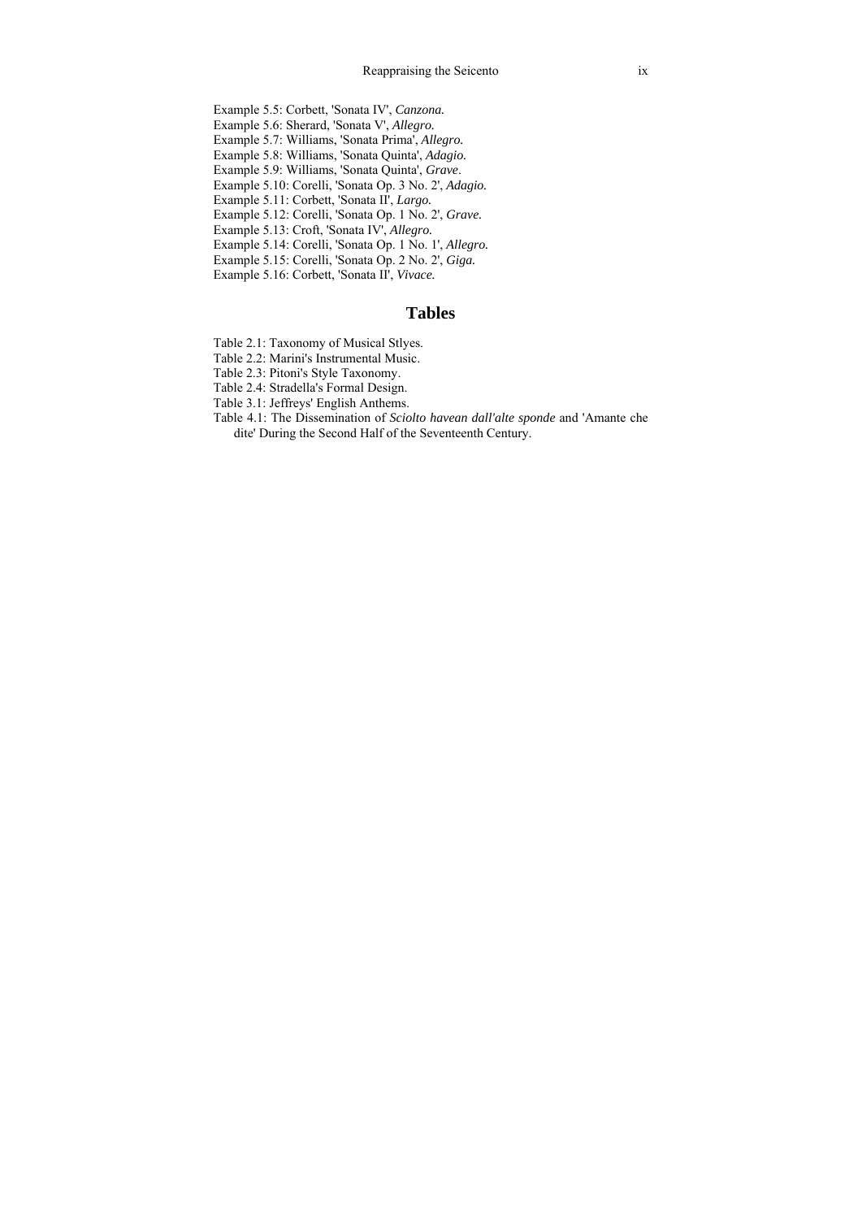Example 5.5: Corbett, 'Sonata IV', *Canzona.*
Example 5.6: Sherard, 'Sonata V', *Allegro.*
Example 5.7: Williams, 'Sonata Prima', *Allegro.*
Example 5.8: Williams, 'Sonata Quinta', *Adagio.*
Example 5.9: Williams, 'Sonata Quinta', *Grave*.
Example 5.10: Corelli, 'Sonata Op. 3 No. 2', *Adagio.*
Example 5.11: Corbett, 'Sonata II', *Largo.*
Example 5.12: Corelli, 'Sonata Op. 1 No. 2', *Grave.*
Example 5.13: Croft, 'Sonata IV', *Allegro.*
Example 5.14: Corelli, 'Sonata Op. 1 No. 1', *Allegro.*
Example 5.15: Corelli, 'Sonata Op. 2 No. 2', *Giga.*
Example 5.16: Corbett, 'Sonata II', *Vivace.*

## Tables

Table 2.1: Taxonomy of Musical Stlyes.
Table 2.2: Marini's Instrumental Music.
Table 2.3: Pitoni's Style Taxonomy.
Table 2.4: Stradella's Formal Design.
Table 3.1: Jeffreys' English Anthems.
Table 4.1: The Dissemination of *Sciolto havean dall'alte sponde* and 'Amante che dite' During the Second Half of the Seventeenth Century.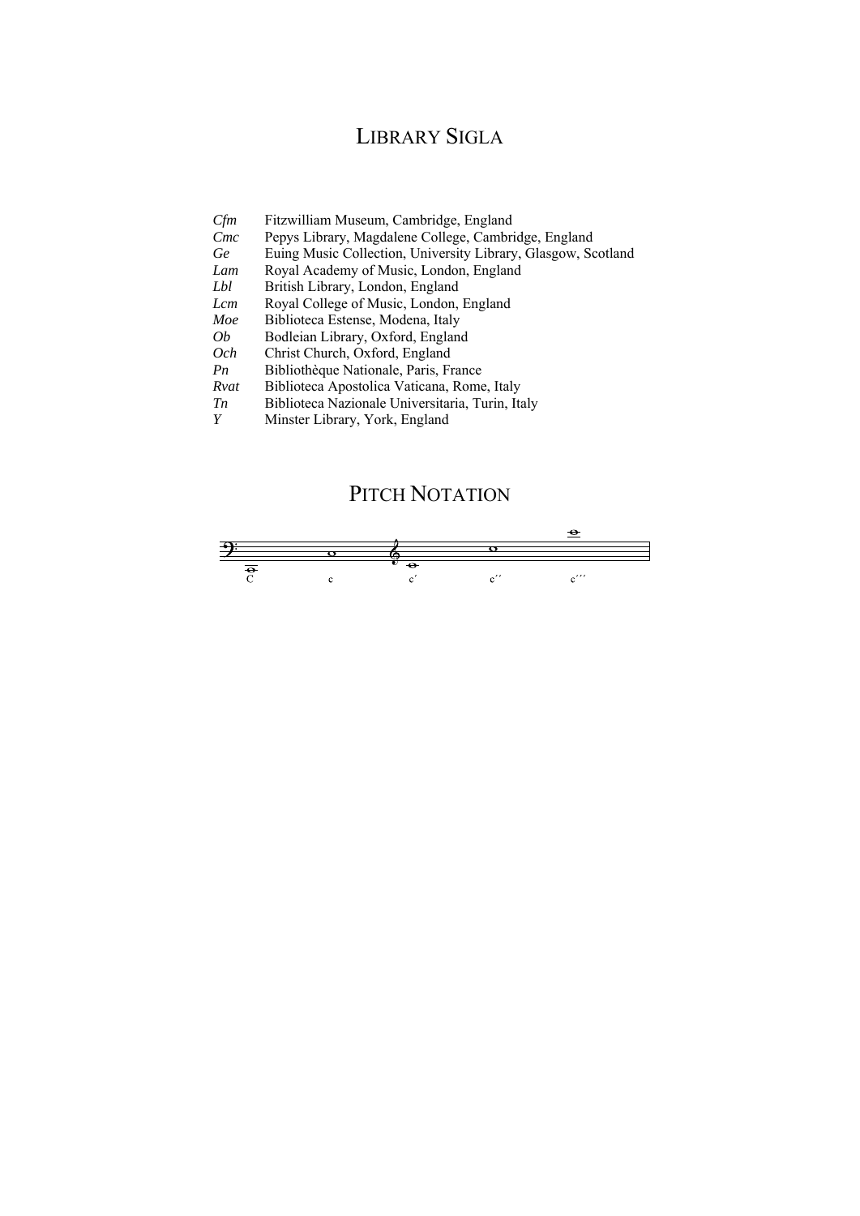# Library Sigla

| | |
|---|---|
| *Cfm* | Fitzwilliam Museum, Cambridge, England |
| *Cmc* | Pepys Library, Magdalene College, Cambridge, England |
| *Ge* | Euing Music Collection, University Library, Glasgow, Scotland |
| *Lam* | Royal Academy of Music, London, England |
| *Lbl* | British Library, London, England |
| *Lcm* | Royal College of Music, London, England |
| *Moe* | Biblioteca Estense, Modena, Italy |
| *Ob* | Bodleian Library, Oxford, England |
| *Och* | Christ Church, Oxford, England |
| *Pn* | Bibliothèque Nationale, Paris, France |
| *Rvat* | Biblioteca Apostolica Vaticana, Rome, Italy |
| *Tn* | Biblioteca Nazionale Universitaria, Turin, Italy |
| *Y* | Minster Library, York, England |

# Pitch Notation

C   c   c′   c′′   c′′′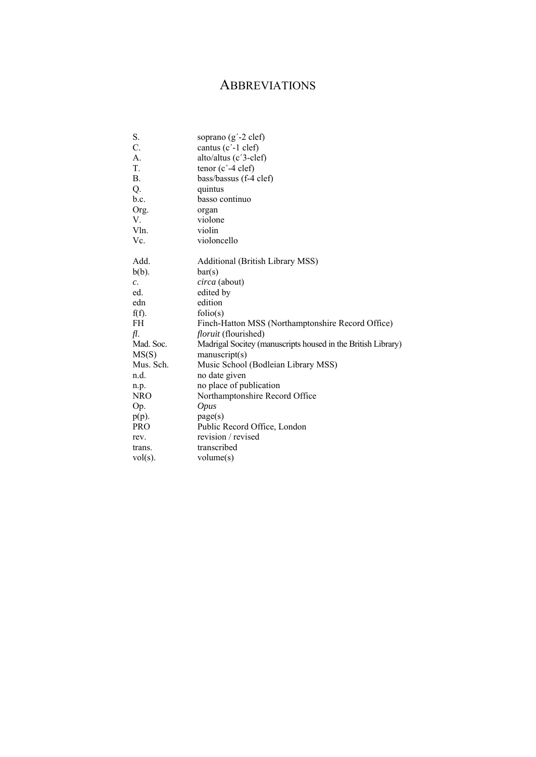# ABBREVIATIONS

| | |
|---|---|
| S. | soprano (g´-2 clef) |
| C. | cantus (c´-1 clef) |
| A. | alto/altus (c´3-clef) |
| T. | tenor (c´-4 clef) |
| B. | bass/bassus (f-4 clef) |
| Q. | quintus |
| b.c. | basso continuo |
| Org. | organ |
| V. | violone |
| Vln. | violin |
| Vc. | violoncello |

| | |
|---|---|
| Add. | Additional (British Library MSS) |
| b(b). | bar(s) |
| *c.* | *circa* (about) |
| ed. | edited by |
| edn | edition |
| f(f). | folio(s) |
| FH | Finch-Hatton MSS (Northamptonshire Record Office) |
| *fl.* | *floruit* (flourished) |
| Mad. Soc. | Madrigal Socitey (manuscripts housed in the British Library) |
| MS(S) | manuscript(s) |
| Mus. Sch. | Music School (Bodleian Library MSS) |
| n.d. | no date given |
| n.p. | no place of publication |
| NRO | Northamptonshire Record Office |
| Op. | *Opus* |
| p(p). | page(s) |
| PRO | Public Record Office, London |
| rev. | revision / revised |
| trans. | transcribed |
| vol(s). | volume(s) |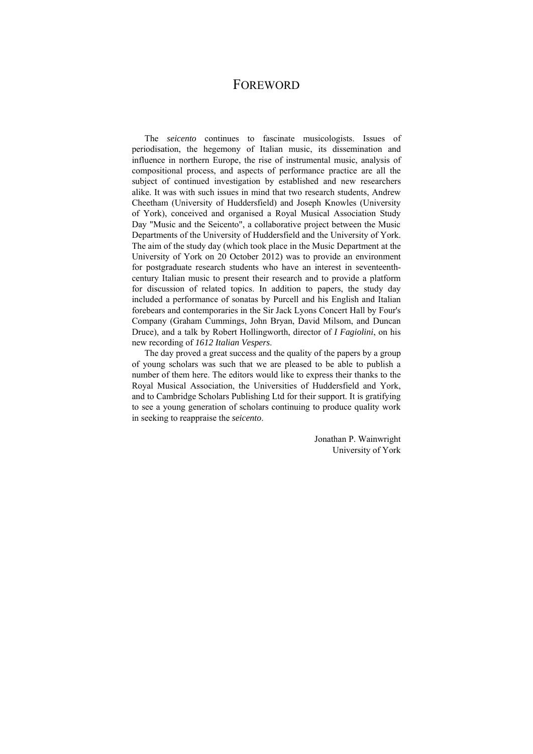# FOREWORD

The *seicento* continues to fascinate musicologists. Issues of periodisation, the hegemony of Italian music, its dissemination and influence in northern Europe, the rise of instrumental music, analysis of compositional process, and aspects of performance practice are all the subject of continued investigation by established and new researchers alike. It was with such issues in mind that two research students, Andrew Cheetham (University of Huddersfield) and Joseph Knowles (University of York), conceived and organised a Royal Musical Association Study Day "Music and the Seicento", a collaborative project between the Music Departments of the University of Huddersfield and the University of York. The aim of the study day (which took place in the Music Department at the University of York on 20 October 2012) was to provide an environment for postgraduate research students who have an interest in seventeenth-century Italian music to present their research and to provide a platform for discussion of related topics. In addition to papers, the study day included a performance of sonatas by Purcell and his English and Italian forebears and contemporaries in the Sir Jack Lyons Concert Hall by Four's Company (Graham Cummings, John Bryan, David Milsom, and Duncan Druce), and a talk by Robert Hollingworth, director of *I Fagiolini*, on his new recording of *1612 Italian Vespers*.

The day proved a great success and the quality of the papers by a group of young scholars was such that we are pleased to be able to publish a number of them here. The editors would like to express their thanks to the Royal Musical Association, the Universities of Huddersfield and York, and to Cambridge Scholars Publishing Ltd for their support. It is gratifying to see a young generation of scholars continuing to produce quality work in seeking to reappraise the *seicento*.

Jonathan P. Wainwright
University of York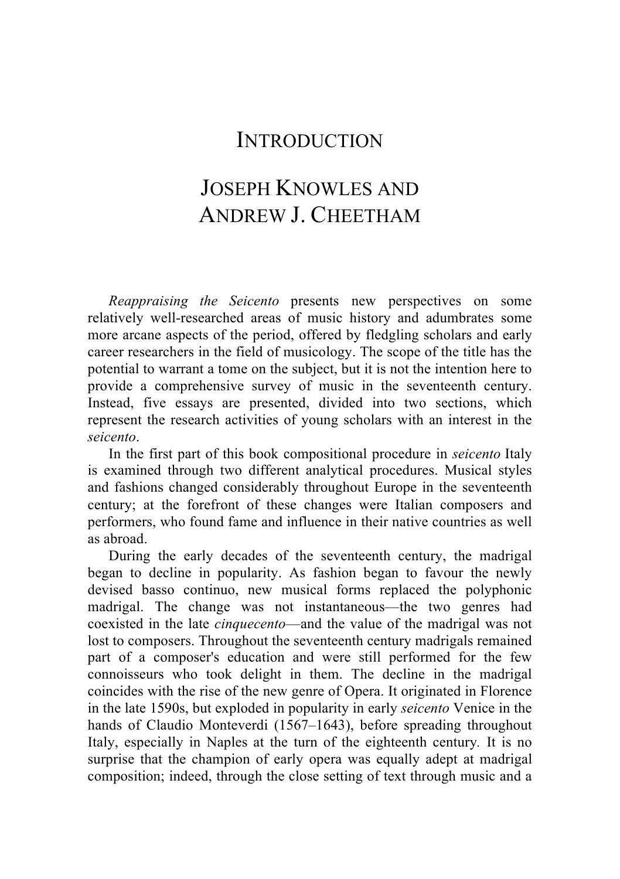# INTRODUCTION

## JOSEPH KNOWLES AND ANDREW J. CHEETHAM

*Reappraising the Seicento* presents new perspectives on some relatively well-researched areas of music history and adumbrates some more arcane aspects of the period, offered by fledgling scholars and early career researchers in the field of musicology. The scope of the title has the potential to warrant a tome on the subject, but it is not the intention here to provide a comprehensive survey of music in the seventeenth century. Instead, five essays are presented, divided into two sections, which represent the research activities of young scholars with an interest in the *seicento*.

In the first part of this book compositional procedure in *seicento* Italy is examined through two different analytical procedures. Musical styles and fashions changed considerably throughout Europe in the seventeenth century; at the forefront of these changes were Italian composers and performers, who found fame and influence in their native countries as well as abroad.

During the early decades of the seventeenth century, the madrigal began to decline in popularity. As fashion began to favour the newly devised basso continuo, new musical forms replaced the polyphonic madrigal. The change was not instantaneous—the two genres had coexisted in the late *cinquecento*—and the value of the madrigal was not lost to composers. Throughout the seventeenth century madrigals remained part of a composer's education and were still performed for the few connoisseurs who took delight in them. The decline in the madrigal coincides with the rise of the new genre of Opera. It originated in Florence in the late 1590s, but exploded in popularity in early *seicento* Venice in the hands of Claudio Monteverdi (1567–1643), before spreading throughout Italy, especially in Naples at the turn of the eighteenth century. It is no surprise that the champion of early opera was equally adept at madrigal composition; indeed, through the close setting of text through music and a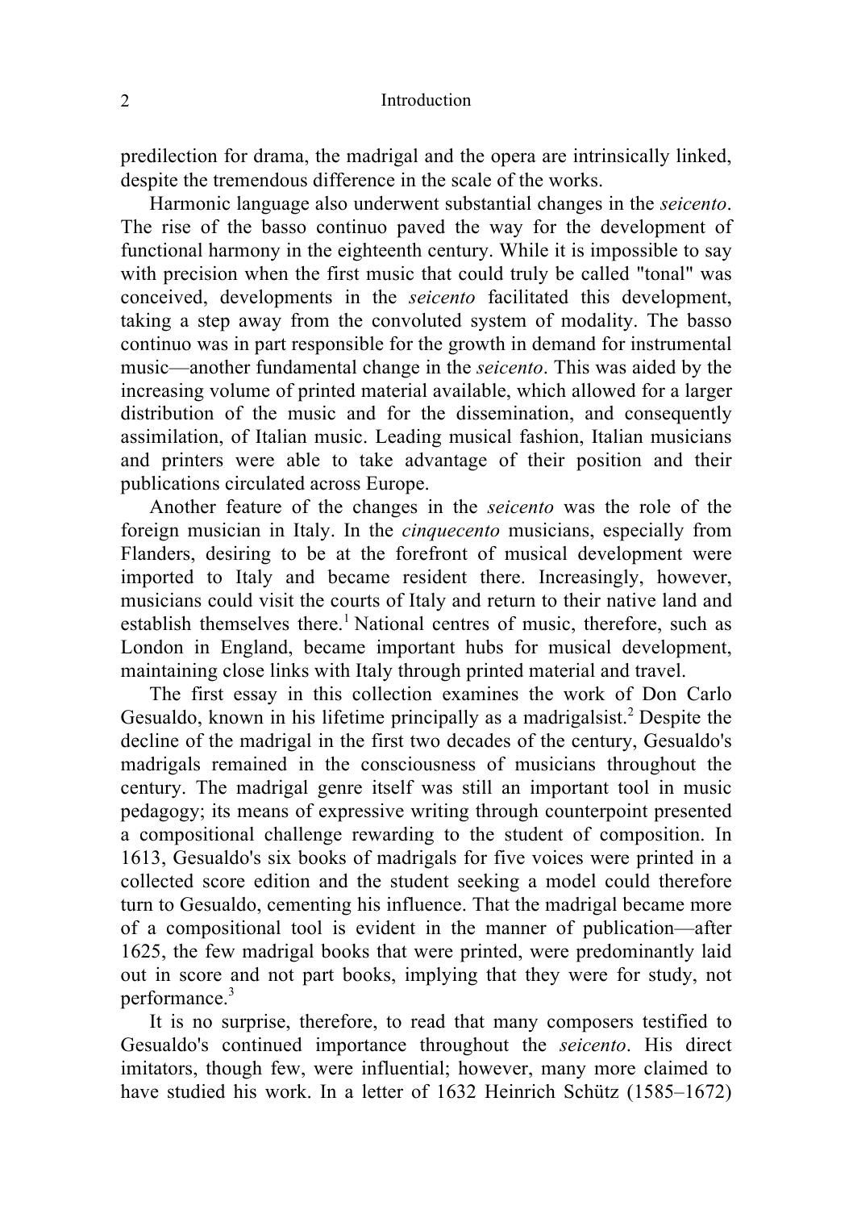predilection for drama, the madrigal and the opera are intrinsically linked, despite the tremendous difference in the scale of the works.

Harmonic language also underwent substantial changes in the *seicento*. The rise of the basso continuo paved the way for the development of functional harmony in the eighteenth century. While it is impossible to say with precision when the first music that could truly be called "tonal" was conceived, developments in the *seicento* facilitated this development, taking a step away from the convoluted system of modality. The basso continuo was in part responsible for the growth in demand for instrumental music—another fundamental change in the *seicento*. This was aided by the increasing volume of printed material available, which allowed for a larger distribution of the music and for the dissemination, and consequently assimilation, of Italian music. Leading musical fashion, Italian musicians and printers were able to take advantage of their position and their publications circulated across Europe.

Another feature of the changes in the *seicento* was the role of the foreign musician in Italy. In the *cinquecento* musicians, especially from Flanders, desiring to be at the forefront of musical development were imported to Italy and became resident there. Increasingly, however, musicians could visit the courts of Italy and return to their native land and establish themselves there.[1] National centres of music, therefore, such as London in England, became important hubs for musical development, maintaining close links with Italy through printed material and travel.

The first essay in this collection examines the work of Don Carlo Gesualdo, known in his lifetime principally as a madrigalsist.[2] Despite the decline of the madrigal in the first two decades of the century, Gesualdo's madrigals remained in the consciousness of musicians throughout the century. The madrigal genre itself was still an important tool in music pedagogy; its means of expressive writing through counterpoint presented a compositional challenge rewarding to the student of composition. In 1613, Gesualdo's six books of madrigals for five voices were printed in a collected score edition and the student seeking a model could therefore turn to Gesualdo, cementing his influence. That the madrigal became more of a compositional tool is evident in the manner of publication—after 1625, the few madrigal books that were printed, were predominantly laid out in score and not part books, implying that they were for study, not performance.[3]

It is no surprise, therefore, to read that many composers testified to Gesualdo's continued importance throughout the *seicento*. His direct imitators, though few, were influential; however, many more claimed to have studied his work. In a letter of 1632 Heinrich Schütz (1585–1672)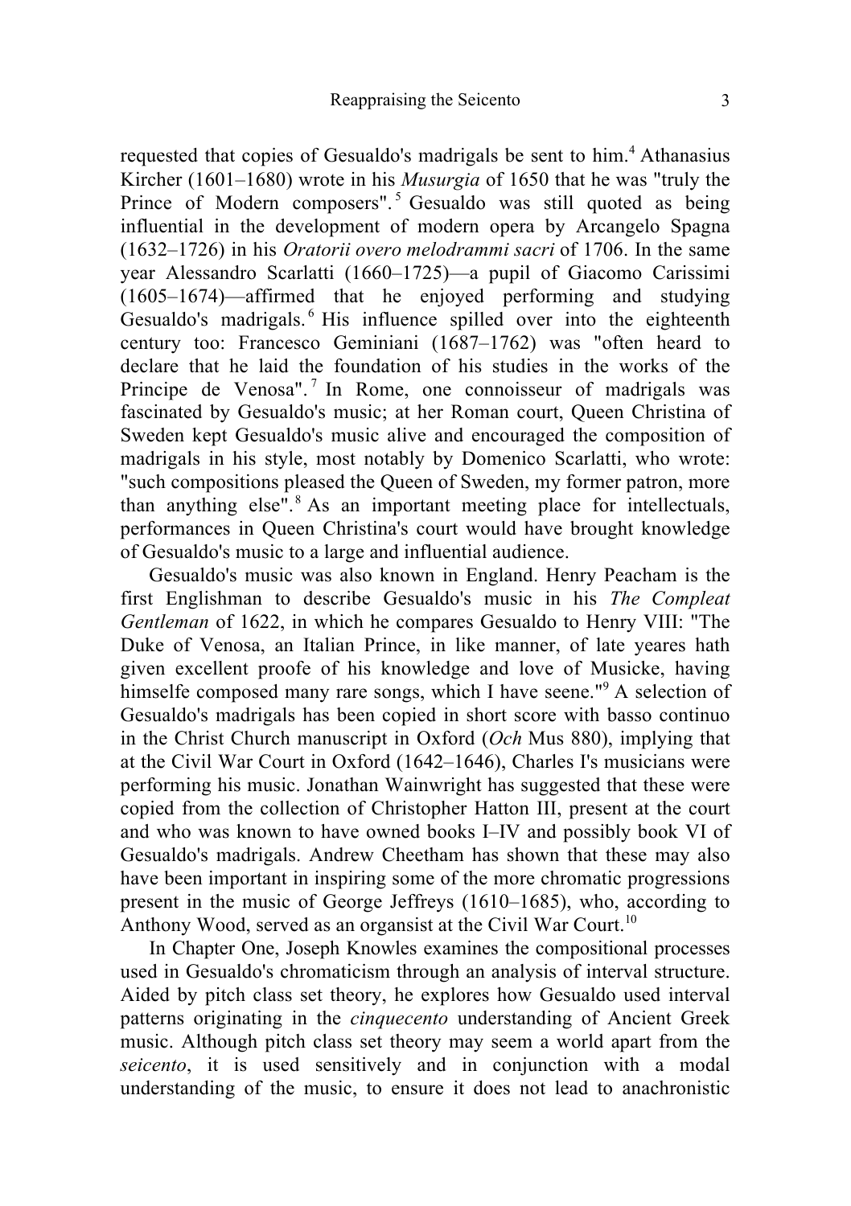requested that copies of Gesualdo's madrigals be sent to him.[4] Athanasius Kircher (1601–1680) wrote in his *Musurgia* of 1650 that he was "truly the Prince of Modern composers".[5] Gesualdo was still quoted as being influential in the development of modern opera by Arcangelo Spagna (1632–1726) in his *Oratorii overo melodrammi sacri* of 1706. In the same year Alessandro Scarlatti (1660–1725)—a pupil of Giacomo Carissimi (1605–1674)—affirmed that he enjoyed performing and studying Gesualdo's madrigals.[6] His influence spilled over into the eighteenth century too: Francesco Geminiani (1687–1762) was "often heard to declare that he laid the foundation of his studies in the works of the Principe de Venosa".[7] In Rome, one connoisseur of madrigals was fascinated by Gesualdo's music; at her Roman court, Queen Christina of Sweden kept Gesualdo's music alive and encouraged the composition of madrigals in his style, most notably by Domenico Scarlatti, who wrote: "such compositions pleased the Queen of Sweden, my former patron, more than anything else".[8] As an important meeting place for intellectuals, performances in Queen Christina's court would have brought knowledge of Gesualdo's music to a large and influential audience.

Gesualdo's music was also known in England. Henry Peacham is the first Englishman to describe Gesualdo's music in his *The Compleat Gentleman* of 1622, in which he compares Gesualdo to Henry VIII: "The Duke of Venosa, an Italian Prince, in like manner, of late yeares hath given excellent proofe of his knowledge and love of Musicke, having himselfe composed many rare songs, which I have seene."[9] A selection of Gesualdo's madrigals has been copied in short score with basso continuo in the Christ Church manuscript in Oxford (*Och* Mus 880), implying that at the Civil War Court in Oxford (1642–1646), Charles I's musicians were performing his music. Jonathan Wainwright has suggested that these were copied from the collection of Christopher Hatton III, present at the court and who was known to have owned books I–IV and possibly book VI of Gesualdo's madrigals. Andrew Cheetham has shown that these may also have been important in inspiring some of the more chromatic progressions present in the music of George Jeffreys (1610–1685), who, according to Anthony Wood, served as an organsist at the Civil War Court.[10]

In Chapter One, Joseph Knowles examines the compositional processes used in Gesualdo's chromaticism through an analysis of interval structure. Aided by pitch class set theory, he explores how Gesualdo used interval patterns originating in the *cinquecento* understanding of Ancient Greek music. Although pitch class set theory may seem a world apart from the *seicento*, it is used sensitively and in conjunction with a modal understanding of the music, to ensure it does not lead to anachronistic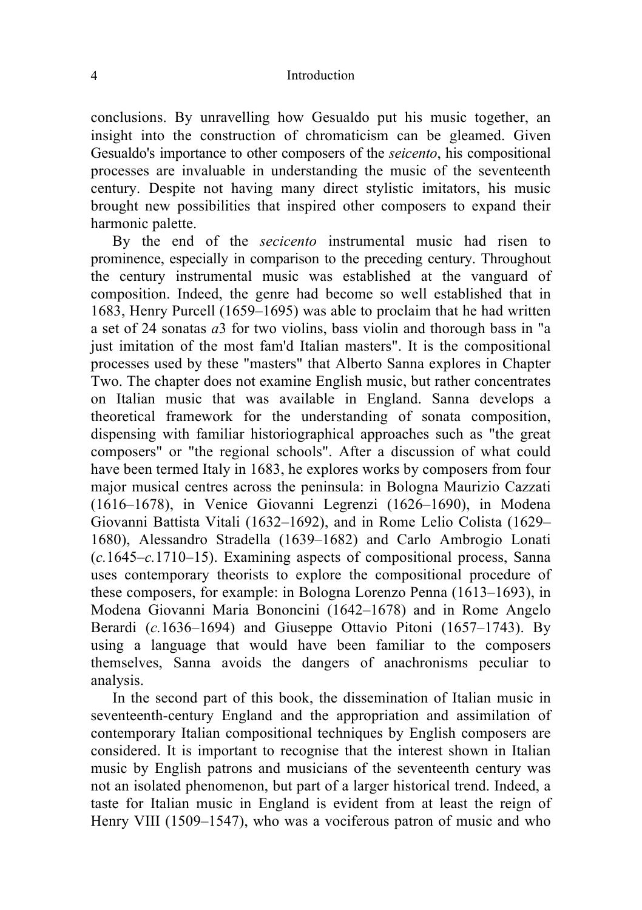conclusions. By unravelling how Gesualdo put his music together, an insight into the construction of chromaticism can be gleamed. Given Gesualdo's importance to other composers of the *seicento*, his compositional processes are invaluable in understanding the music of the seventeenth century. Despite not having many direct stylistic imitators, his music brought new possibilities that inspired other composers to expand their harmonic palette.

By the end of the *secicento* instrumental music had risen to prominence, especially in comparison to the preceding century. Throughout the century instrumental music was established at the vanguard of composition. Indeed, the genre had become so well established that in 1683, Henry Purcell (1659–1695) was able to proclaim that he had written a set of 24 sonatas *a*3 for two violins, bass violin and thorough bass in "a just imitation of the most fam'd Italian masters". It is the compositional processes used by these "masters" that Alberto Sanna explores in Chapter Two. The chapter does not examine English music, but rather concentrates on Italian music that was available in England. Sanna develops a theoretical framework for the understanding of sonata composition, dispensing with familiar historiographical approaches such as "the great composers" or "the regional schools". After a discussion of what could have been termed Italy in 1683, he explores works by composers from four major musical centres across the peninsula: in Bologna Maurizio Cazzati (1616–1678), in Venice Giovanni Legrenzi (1626–1690), in Modena Giovanni Battista Vitali (1632–1692), and in Rome Lelio Colista (1629–1680), Alessandro Stradella (1639–1682) and Carlo Ambrogio Lonati (*c.*1645–*c.*1710–15). Examining aspects of compositional process, Sanna uses contemporary theorists to explore the compositional procedure of these composers, for example: in Bologna Lorenzo Penna (1613–1693), in Modena Giovanni Maria Bononcini (1642–1678) and in Rome Angelo Berardi (*c.*1636–1694) and Giuseppe Ottavio Pitoni (1657–1743). By using a language that would have been familiar to the composers themselves, Sanna avoids the dangers of anachronisms peculiar to analysis.

In the second part of this book, the dissemination of Italian music in seventeenth-century England and the appropriation and assimilation of contemporary Italian compositional techniques by English composers are considered. It is important to recognise that the interest shown in Italian music by English patrons and musicians of the seventeenth century was not an isolated phenomenon, but part of a larger historical trend. Indeed, a taste for Italian music in England is evident from at least the reign of Henry VIII (1509–1547), who was a vociferous patron of music and who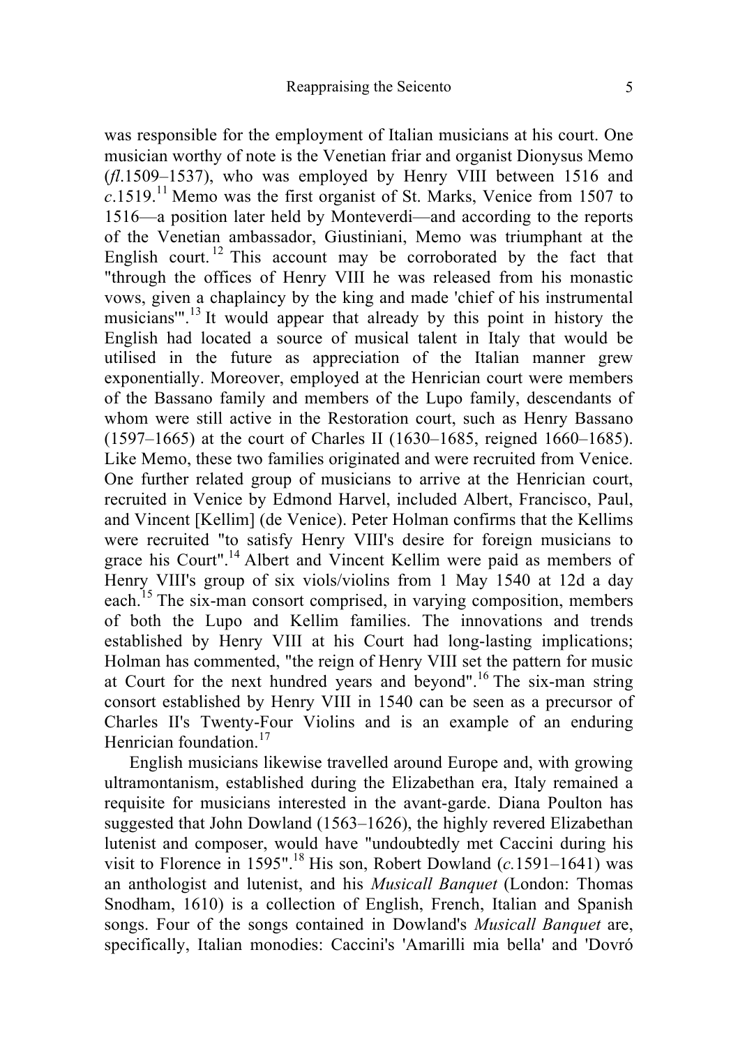was responsible for the employment of Italian musicians at his court. One musician worthy of note is the Venetian friar and organist Dionysus Memo (*fl.*1509–1537), who was employed by Henry VIII between 1516 and *c.*1519.[11] Memo was the first organist of St. Marks, Venice from 1507 to 1516—a position later held by Monteverdi—and according to the reports of the Venetian ambassador, Giustiniani, Memo was triumphant at the English court.[12] This account may be corroborated by the fact that "through the offices of Henry VIII he was released from his monastic vows, given a chaplaincy by the king and made 'chief of his instrumental musicians'".[13] It would appear that already by this point in history the English had located a source of musical talent in Italy that would be utilised in the future as appreciation of the Italian manner grew exponentially. Moreover, employed at the Henrician court were members of the Bassano family and members of the Lupo family, descendants of whom were still active in the Restoration court, such as Henry Bassano (1597–1665) at the court of Charles II (1630–1685, reigned 1660–1685). Like Memo, these two families originated and were recruited from Venice. One further related group of musicians to arrive at the Henrician court, recruited in Venice by Edmond Harvel, included Albert, Francisco, Paul, and Vincent [Kellim] (de Venice). Peter Holman confirms that the Kellims were recruited "to satisfy Henry VIII's desire for foreign musicians to grace his Court".[14] Albert and Vincent Kellim were paid as members of Henry VIII's group of six viols/violins from 1 May 1540 at 12d a day each.[15] The six-man consort comprised, in varying composition, members of both the Lupo and Kellim families. The innovations and trends established by Henry VIII at his Court had long-lasting implications; Holman has commented, "the reign of Henry VIII set the pattern for music at Court for the next hundred years and beyond".[16] The six-man string consort established by Henry VIII in 1540 can be seen as a precursor of Charles II's Twenty-Four Violins and is an example of an enduring Henrician foundation.[17]

English musicians likewise travelled around Europe and, with growing ultramontanism, established during the Elizabethan era, Italy remained a requisite for musicians interested in the avant-garde. Diana Poulton has suggested that John Dowland (1563–1626), the highly revered Elizabethan lutenist and composer, would have "undoubtedly met Caccini during his visit to Florence in 1595".[18] His son, Robert Dowland (*c.*1591–1641) was an anthologist and lutenist, and his *Musicall Banquet* (London: Thomas Snodham, 1610) is a collection of English, French, Italian and Spanish songs. Four of the songs contained in Dowland's *Musicall Banquet* are, specifically, Italian monodies: Caccini's 'Amarilli mia bella' and 'Dovró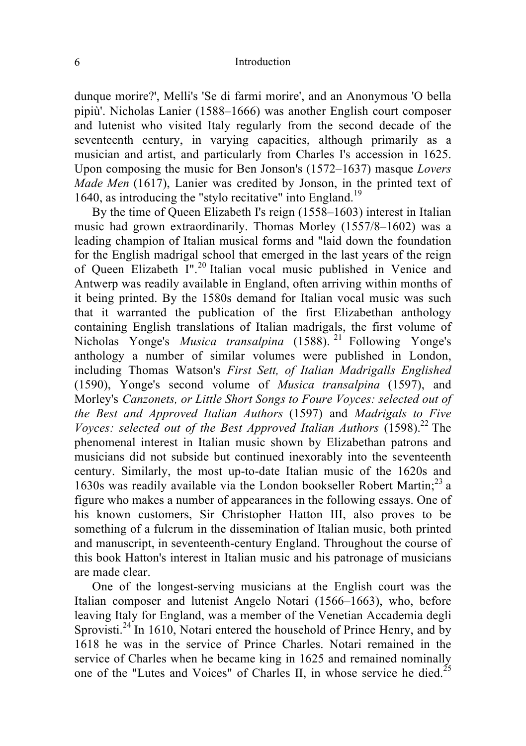dunque morire?', Melli's 'Se di farmi morire', and an Anonymous 'O bella pipiù'. Nicholas Lanier (1588–1666) was another English court composer and lutenist who visited Italy regularly from the second decade of the seventeenth century, in varying capacities, although primarily as a musician and artist, and particularly from Charles I's accession in 1625. Upon composing the music for Ben Jonson's (1572–1637) masque *Lovers Made Men* (1617), Lanier was credited by Jonson, in the printed text of 1640, as introducing the "stylo recitative" into England.[19]

By the time of Queen Elizabeth I's reign (1558–1603) interest in Italian music had grown extraordinarily. Thomas Morley (1557/8–1602) was a leading champion of Italian musical forms and "laid down the foundation for the English madrigal school that emerged in the last years of the reign of Queen Elizabeth I".[20] Italian vocal music published in Venice and Antwerp was readily available in England, often arriving within months of it being printed. By the 1580s demand for Italian vocal music was such that it warranted the publication of the first Elizabethan anthology containing English translations of Italian madrigals, the first volume of Nicholas Yonge's *Musica transalpina* (1588).[21] Following Yonge's anthology a number of similar volumes were published in London, including Thomas Watson's *First Sett, of Italian Madrigalls Englished* (1590), Yonge's second volume of *Musica transalpina* (1597), and Morley's *Canzonets, or Little Short Songs to Foure Voyces: selected out of the Best and Approved Italian Authors* (1597) and *Madrigals to Five Voyces: selected out of the Best Approved Italian Authors* (1598).[22] The phenomenal interest in Italian music shown by Elizabethan patrons and musicians did not subside but continued inexorably into the seventeenth century. Similarly, the most up-to-date Italian music of the 1620s and 1630s was readily available via the London bookseller Robert Martin;[23] a figure who makes a number of appearances in the following essays. One of his known customers, Sir Christopher Hatton III, also proves to be something of a fulcrum in the dissemination of Italian music, both printed and manuscript, in seventeenth-century England. Throughout the course of this book Hatton's interest in Italian music and his patronage of musicians are made clear.

One of the longest-serving musicians at the English court was the Italian composer and lutenist Angelo Notari (1566–1663), who, before leaving Italy for England, was a member of the Venetian Accademia degli Sprovisti.[24] In 1610, Notari entered the household of Prince Henry, and by 1618 he was in the service of Prince Charles. Notari remained in the service of Charles when he became king in 1625 and remained nominally one of the "Lutes and Voices" of Charles II, in whose service he died.[25]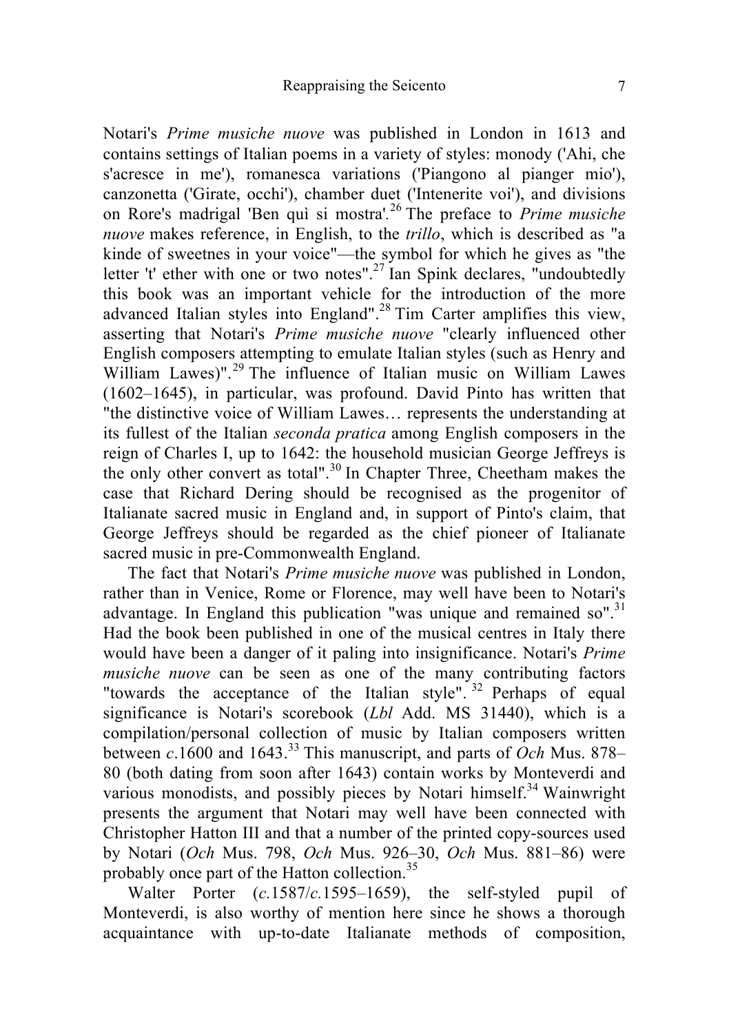Notari's *Prime musiche nuove* was published in London in 1613 and contains settings of Italian poems in a variety of styles: monody ('Ahi, che s'acresce in me'), romanesca variations ('Piangono al pianger mio'), canzonetta ('Girate, occhi'), chamber duet ('Intenerite voi'), and divisions on Rore's madrigal 'Ben quì si mostra'.[26] The preface to *Prime musiche nuove* makes reference, in English, to the *trillo*, which is described as "a kinde of sweetnes in your voice"—the symbol for which he gives as "the letter 't' ether with one or two notes".[27] Ian Spink declares, "undoubtedly this book was an important vehicle for the introduction of the more advanced Italian styles into England".[28] Tim Carter amplifies this view, asserting that Notari's *Prime musiche nuove* "clearly influenced other English composers attempting to emulate Italian styles (such as Henry and William Lawes)".[29] The influence of Italian music on William Lawes (1602–1645), in particular, was profound. David Pinto has written that "the distinctive voice of William Lawes… represents the understanding at its fullest of the Italian *seconda pratica* among English composers in the reign of Charles I, up to 1642: the household musician George Jeffreys is the only other convert as total".[30] In Chapter Three, Cheetham makes the case that Richard Dering should be recognised as the progenitor of Italianate sacred music in England and, in support of Pinto's claim, that George Jeffreys should be regarded as the chief pioneer of Italianate sacred music in pre-Commonwealth England.

The fact that Notari's *Prime musiche nuove* was published in London, rather than in Venice, Rome or Florence, may well have been to Notari's advantage. In England this publication "was unique and remained so".[31] Had the book been published in one of the musical centres in Italy there would have been a danger of it paling into insignificance. Notari's *Prime musiche nuove* can be seen as one of the many contributing factors "towards the acceptance of the Italian style".[32] Perhaps of equal significance is Notari's scorebook (*Lbl* Add. MS 31440), which is a compilation/personal collection of music by Italian composers written between *c.*1600 and 1643.[33] This manuscript, and parts of *Och* Mus. 878–80 (both dating from soon after 1643) contain works by Monteverdi and various monodists, and possibly pieces by Notari himself.[34] Wainwright presents the argument that Notari may well have been connected with Christopher Hatton III and that a number of the printed copy-sources used by Notari (*Och* Mus. 798, *Och* Mus. 926–30, *Och* Mus. 881–86) were probably once part of the Hatton collection.[35]

Walter Porter (*c.*1587/*c.*1595–1659), the self-styled pupil of Monteverdi, is also worthy of mention here since he shows a thorough acquaintance with up-to-date Italianate methods of composition,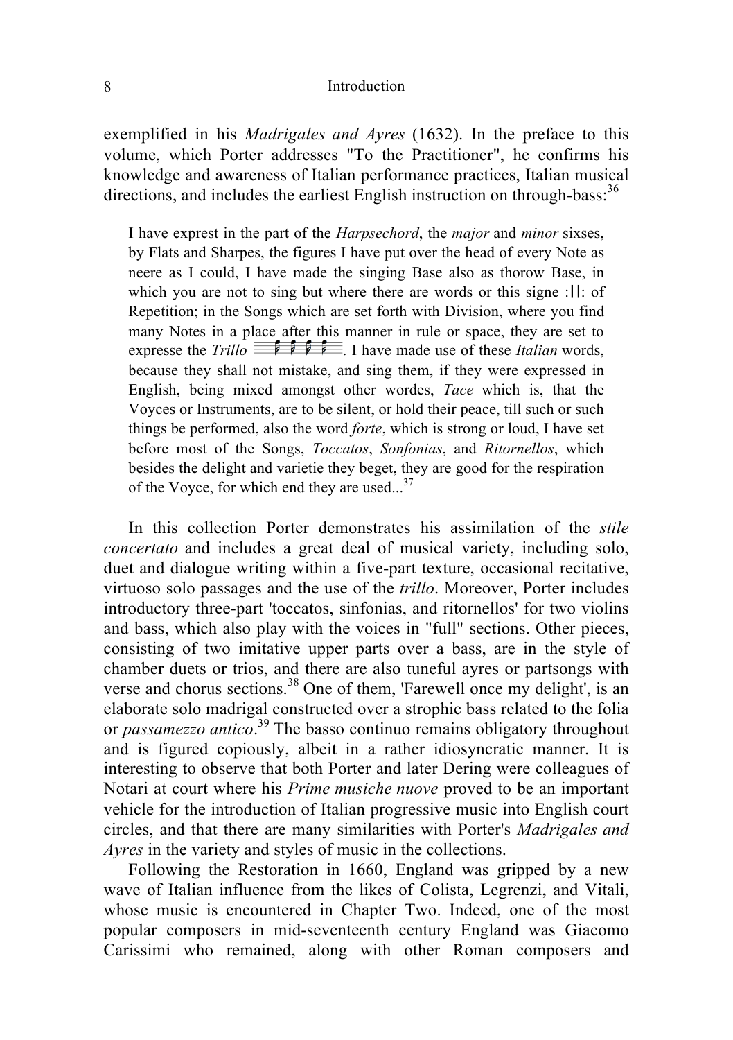exemplified in his *Madrigales and Ayres* (1632). In the preface to this volume, which Porter addresses "To the Practitioner", he confirms his knowledge and awareness of Italian performance practices, Italian musical directions, and includes the earliest English instruction on through-bass:[36]

> I have exprest in the part of the *Harpsechord*, the *major* and *minor* sixses, by Flats and Sharpes, the figures I have put over the head of every Note as neere as I could, I have made the singing Base also as thorow Base, in which you are not to sing but where there are words or this signe :||: of Repetition; in the Songs which are set forth with Division, where you find many Notes in a place after this manner in rule or space, they are set to expresse the *Trillo* . I have made use of these *Italian* words, because they shall not mistake, and sing them, if they were expressed in English, being mixed amongst other wordes, *Tace* which is, that the Voyces or Instruments, are to be silent, or hold their peace, till such or such things be performed, also the word *forte*, which is strong or loud, I have set before most of the Songs, *Toccatos*, *Sonfonias*, and *Ritornellos*, which besides the delight and varietie they beget, they are good for the respiration of the Voyce, for which end they are used...[37]

In this collection Porter demonstrates his assimilation of the *stile concertato* and includes a great deal of musical variety, including solo, duet and dialogue writing within a five-part texture, occasional recitative, virtuoso solo passages and the use of the *trillo*. Moreover, Porter includes introductory three-part 'toccatos, sinfonias, and ritornellos' for two violins and bass, which also play with the voices in "full" sections. Other pieces, consisting of two imitative upper parts over a bass, are in the style of chamber duets or trios, and there are also tuneful ayres or partsongs with verse and chorus sections.[38] One of them, 'Farewell once my delight', is an elaborate solo madrigal constructed over a strophic bass related to the folia or *passamezzo antico*.[39] The basso continuo remains obligatory throughout and is figured copiously, albeit in a rather idiosyncratic manner. It is interesting to observe that both Porter and later Dering were colleagues of Notari at court where his *Prime musiche nuove* proved to be an important vehicle for the introduction of Italian progressive music into English court circles, and that there are many similarities with Porter's *Madrigales and Ayres* in the variety and styles of music in the collections.

Following the Restoration in 1660, England was gripped by a new wave of Italian influence from the likes of Colista, Legrenzi, and Vitali, whose music is encountered in Chapter Two. Indeed, one of the most popular composers in mid-seventeenth century England was Giacomo Carissimi who remained, along with other Roman composers and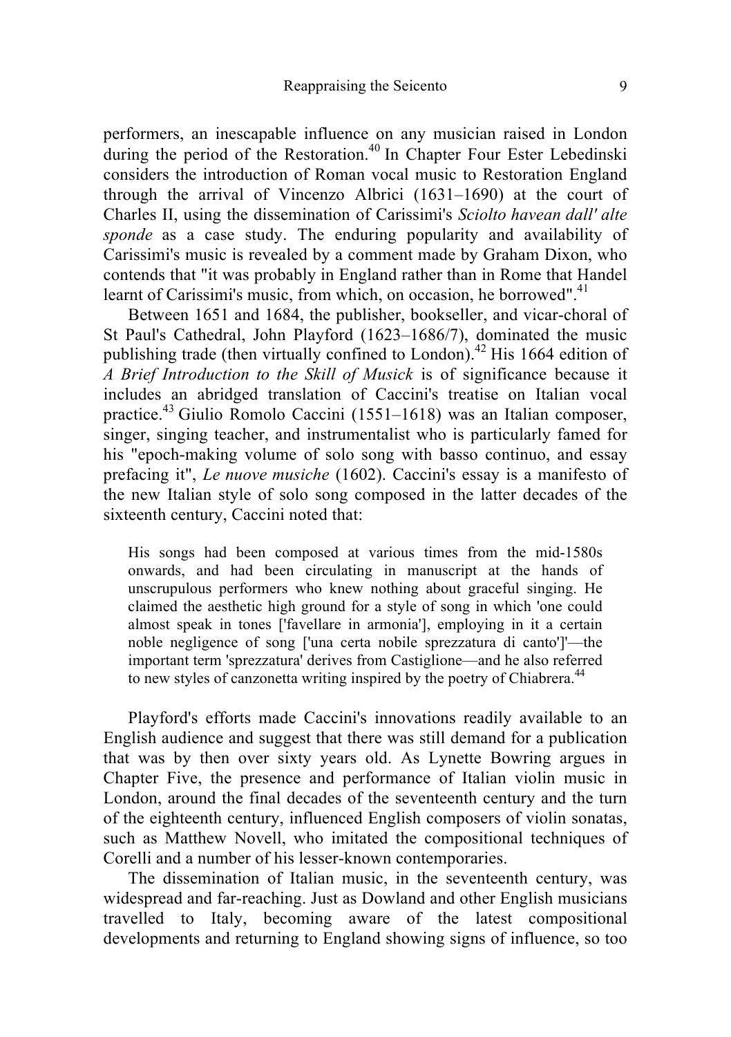performers, an inescapable influence on any musician raised in London during the period of the Restoration.[40] In Chapter Four Ester Lebedinski considers the introduction of Roman vocal music to Restoration England through the arrival of Vincenzo Albrici (1631–1690) at the court of Charles II, using the dissemination of Carissimi's *Sciolto havean dall' alte sponde* as a case study. The enduring popularity and availability of Carissimi's music is revealed by a comment made by Graham Dixon, who contends that "it was probably in England rather than in Rome that Handel learnt of Carissimi's music, from which, on occasion, he borrowed".[41]

Between 1651 and 1684, the publisher, bookseller, and vicar-choral of St Paul's Cathedral, John Playford (1623–1686/7), dominated the music publishing trade (then virtually confined to London).[42] His 1664 edition of *A Brief Introduction to the Skill of Musick* is of significance because it includes an abridged translation of Caccini's treatise on Italian vocal practice.[43] Giulio Romolo Caccini (1551–1618) was an Italian composer, singer, singing teacher, and instrumentalist who is particularly famed for his "epoch-making volume of solo song with basso continuo, and essay prefacing it", *Le nuove musiche* (1602). Caccini's essay is a manifesto of the new Italian style of solo song composed in the latter decades of the sixteenth century, Caccini noted that:

> His songs had been composed at various times from the mid-1580s onwards, and had been circulating in manuscript at the hands of unscrupulous performers who knew nothing about graceful singing. He claimed the aesthetic high ground for a style of song in which 'one could almost speak in tones ['favellare in armonia'], employing in it a certain noble negligence of song ['una certa nobile sprezzatura di canto']'—the important term 'sprezzatura' derives from Castiglione—and he also referred to new styles of canzonetta writing inspired by the poetry of Chiabrera.[44]

Playford's efforts made Caccini's innovations readily available to an English audience and suggest that there was still demand for a publication that was by then over sixty years old. As Lynette Bowring argues in Chapter Five, the presence and performance of Italian violin music in London, around the final decades of the seventeenth century and the turn of the eighteenth century, influenced English composers of violin sonatas, such as Matthew Novell, who imitated the compositional techniques of Corelli and a number of his lesser-known contemporaries.

The dissemination of Italian music, in the seventeenth century, was widespread and far-reaching. Just as Dowland and other English musicians travelled to Italy, becoming aware of the latest compositional developments and returning to England showing signs of influence, so too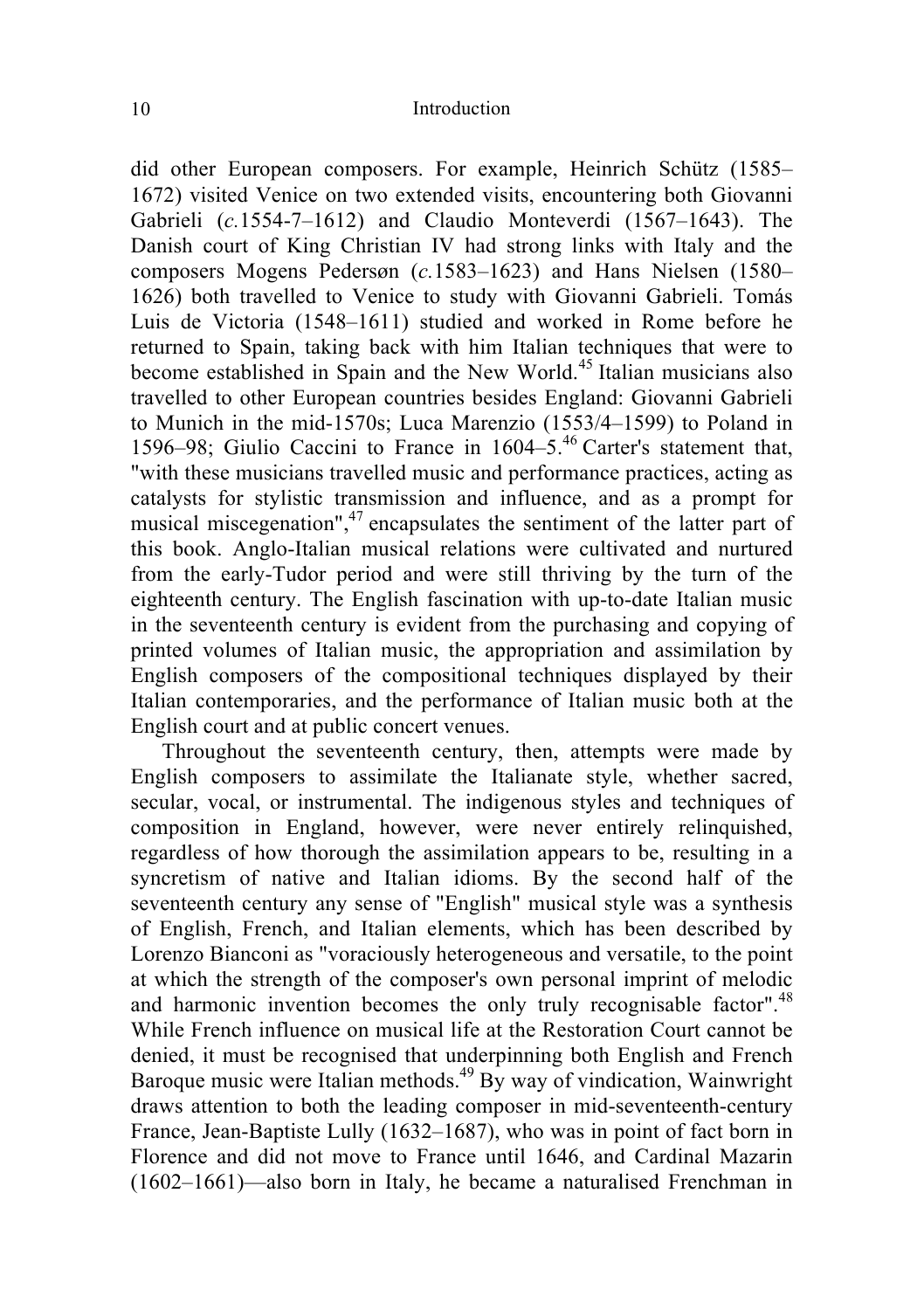did other European composers. For example, Heinrich Schütz (1585–1672) visited Venice on two extended visits, encountering both Giovanni Gabrieli (*c.*1554-7–1612) and Claudio Monteverdi (1567–1643). The Danish court of King Christian IV had strong links with Italy and the composers Mogens Pedersøn (*c.*1583–1623) and Hans Nielsen (1580–1626) both travelled to Venice to study with Giovanni Gabrieli. Tomás Luis de Victoria (1548–1611) studied and worked in Rome before he returned to Spain, taking back with him Italian techniques that were to become established in Spain and the New World.[45] Italian musicians also travelled to other European countries besides England: Giovanni Gabrieli to Munich in the mid-1570s; Luca Marenzio (1553/4–1599) to Poland in 1596–98; Giulio Caccini to France in 1604–5.[46] Carter's statement that, "with these musicians travelled music and performance practices, acting as catalysts for stylistic transmission and influence, and as a prompt for musical miscegenation",[47] encapsulates the sentiment of the latter part of this book. Anglo-Italian musical relations were cultivated and nurtured from the early-Tudor period and were still thriving by the turn of the eighteenth century. The English fascination with up-to-date Italian music in the seventeenth century is evident from the purchasing and copying of printed volumes of Italian music, the appropriation and assimilation by English composers of the compositional techniques displayed by their Italian contemporaries, and the performance of Italian music both at the English court and at public concert venues.

Throughout the seventeenth century, then, attempts were made by English composers to assimilate the Italianate style, whether sacred, secular, vocal, or instrumental. The indigenous styles and techniques of composition in England, however, were never entirely relinquished, regardless of how thorough the assimilation appears to be, resulting in a syncretism of native and Italian idioms. By the second half of the seventeenth century any sense of "English" musical style was a synthesis of English, French, and Italian elements, which has been described by Lorenzo Bianconi as "voraciously heterogeneous and versatile, to the point at which the strength of the composer's own personal imprint of melodic and harmonic invention becomes the only truly recognisable factor".[48] While French influence on musical life at the Restoration Court cannot be denied, it must be recognised that underpinning both English and French Baroque music were Italian methods.[49] By way of vindication, Wainwright draws attention to both the leading composer in mid-seventeenth-century France, Jean-Baptiste Lully (1632–1687), who was in point of fact born in Florence and did not move to France until 1646, and Cardinal Mazarin (1602–1661)—also born in Italy, he became a naturalised Frenchman in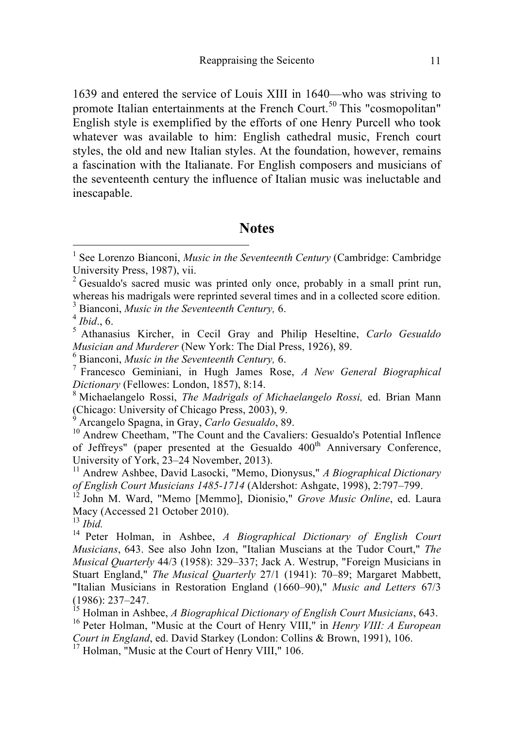1639 and entered the service of Louis XIII in 1640—who was striving to promote Italian entertainments at the French Court.[50] This "cosmopolitan" English style is exemplified by the efforts of one Henry Purcell who took whatever was available to him: English cathedral music, French court styles, the old and new Italian styles. At the foundation, however, remains a fascination with the Italianate. For English composers and musicians of the seventeenth century the influence of Italian music was ineluctable and inescapable.

## Notes

[1] See Lorenzo Bianconi, *Music in the Seventeenth Century* (Cambridge: Cambridge University Press, 1987), vii.

[2] Gesualdo's sacred music was printed only once, probably in a small print run, whereas his madrigals were reprinted several times and in a collected score edition.

[3] Bianconi, *Music in the Seventeenth Century,* 6.

[4] *Ibid*., 6.

[5] Athanasius Kircher, in Cecil Gray and Philip Heseltine, *Carlo Gesualdo Musician and Murderer* (New York: The Dial Press, 1926), 89.

[6] Bianconi, *Music in the Seventeenth Century,* 6.

[7] Francesco Geminiani, in Hugh James Rose, *A New General Biographical Dictionary* (Fellowes: London, 1857), 8:14.

[8] Michaelangelo Rossi, *The Madrigals of Michaelangelo Rossi,* ed. Brian Mann (Chicago: University of Chicago Press, 2003), 9.

[9] Arcangelo Spagna, in Gray, *Carlo Gesualdo*, 89.

[10] Andrew Cheetham, "The Count and the Cavaliers: Gesualdo's Potential Inflence of Jeffreys" (paper presented at the Gesualdo 400th Anniversary Conference, University of York, 23–24 November, 2013).

[11] Andrew Ashbee, David Lasocki, "Memo, Dionysus," *A Biographical Dictionary of English Court Musicians 1485-1714* (Aldershot: Ashgate, 1998), 2:797–799.

[12] John M. Ward, "Memo [Memmo], Dionisio," *Grove Music Online*, ed. Laura Macy (Accessed 21 October 2010).

[13] *Ibid.*

[14] Peter Holman, in Ashbee, *A Biographical Dictionary of English Court Musicians*, 643. See also John Izon, "Italian Muscians at the Tudor Court," *The Musical Quarterly* 44/3 (1958): 329–337; Jack A. Westrup, "Foreign Musicians in Stuart England," *The Musical Quarterly* 27/1 (1941): 70–89; Margaret Mabbett, "Italian Musicians in Restoration England (1660–90)," *Music and Letters* 67/3 (1986): 237–247.

[15] Holman in Ashbee, *A Biographical Dictionary of English Court Musicians*, 643.

[16] Peter Holman, "Music at the Court of Henry VIII," in *Henry VIII: A European Court in England*, ed. David Starkey (London: Collins & Brown, 1991), 106.

[17] Holman, "Music at the Court of Henry VIII," 106.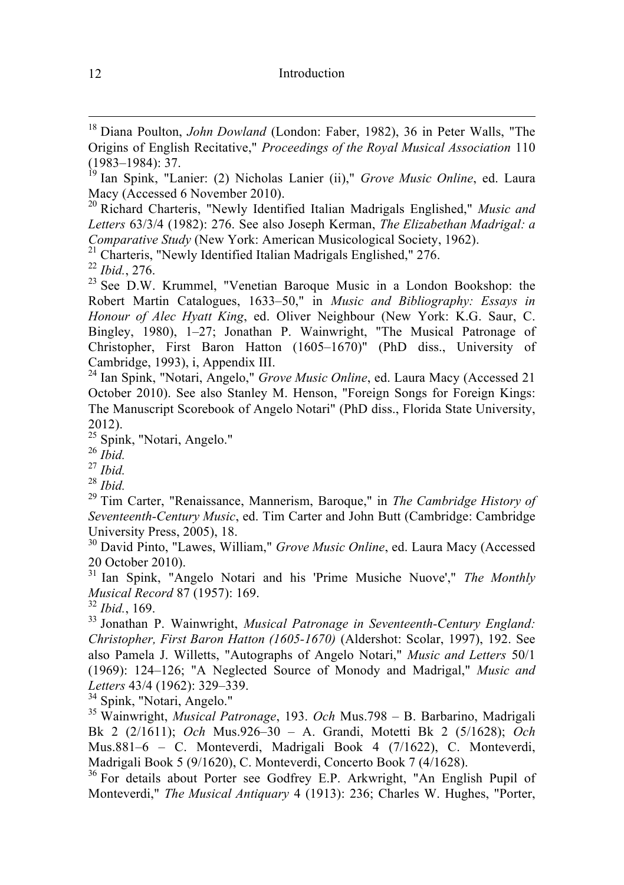[18] Diana Poulton, *John Dowland* (London: Faber, 1982), 36 in Peter Walls, "The Origins of English Recitative," *Proceedings of the Royal Musical Association* 110 (1983–1984): 37.

[19] Ian Spink, "Lanier: (2) Nicholas Lanier (ii)," *Grove Music Online*, ed. Laura Macy (Accessed 6 November 2010).

[20] Richard Charteris, "Newly Identified Italian Madrigals Englished," *Music and Letters* 63/3/4 (1982): 276. See also Joseph Kerman, *The Elizabethan Madrigal: a Comparative Study* (New York: American Musicological Society, 1962).

[21] Charteris, "Newly Identified Italian Madrigals Englished," 276.

[22] *Ibid.*, 276.

[23] See D.W. Krummel, "Venetian Baroque Music in a London Bookshop: the Robert Martin Catalogues, 1633–50," in *Music and Bibliography: Essays in Honour of Alec Hyatt King*, ed. Oliver Neighbour (New York: K.G. Saur, C. Bingley, 1980), 1–27; Jonathan P. Wainwright, "The Musical Patronage of Christopher, First Baron Hatton (1605–1670)" (PhD diss., University of Cambridge, 1993), i, Appendix III.

[24] Ian Spink, "Notari, Angelo," *Grove Music Online*, ed. Laura Macy (Accessed 21 October 2010). See also Stanley M. Henson, "Foreign Songs for Foreign Kings: The Manuscript Scorebook of Angelo Notari" (PhD diss., Florida State University, 2012).

[25] Spink, "Notari, Angelo."

[26] *Ibid.*

[27] *Ibid.*

[28] *Ibid.*

[29] Tim Carter, "Renaissance, Mannerism, Baroque," in *The Cambridge History of Seventeenth-Century Music*, ed. Tim Carter and John Butt (Cambridge: Cambridge University Press, 2005), 18.

[30] David Pinto, "Lawes, William," *Grove Music Online*, ed. Laura Macy (Accessed 20 October 2010).

[31] Ian Spink, "Angelo Notari and his 'Prime Musiche Nuove'," *The Monthly Musical Record* 87 (1957): 169.

[32] *Ibid.*, 169.

[33] Jonathan P. Wainwright, *Musical Patronage in Seventeenth-Century England: Christopher, First Baron Hatton (1605-1670)* (Aldershot: Scolar, 1997), 192. See also Pamela J. Willetts, "Autographs of Angelo Notari," *Music and Letters* 50/1 (1969): 124–126; "A Neglected Source of Monody and Madrigal," *Music and Letters* 43/4 (1962): 329–339.

[34] Spink, "Notari, Angelo."

[35] Wainwright, *Musical Patronage*, 193. *Och* Mus.798 – B. Barbarino, Madrigali Bk 2 (2/1611); *Och* Mus.926–30 – A. Grandi, Motetti Bk 2 (5/1628); *Och* Mus.881–6 – C. Monteverdi, Madrigali Book 4 (7/1622), C. Monteverdi, Madrigali Book 5 (9/1620), C. Monteverdi, Concerto Book 7 (4/1628).

[36] For details about Porter see Godfrey E.P. Arkwright, "An English Pupil of Monteverdi," *The Musical Antiquary* 4 (1913): 236; Charles W. Hughes, "Porter,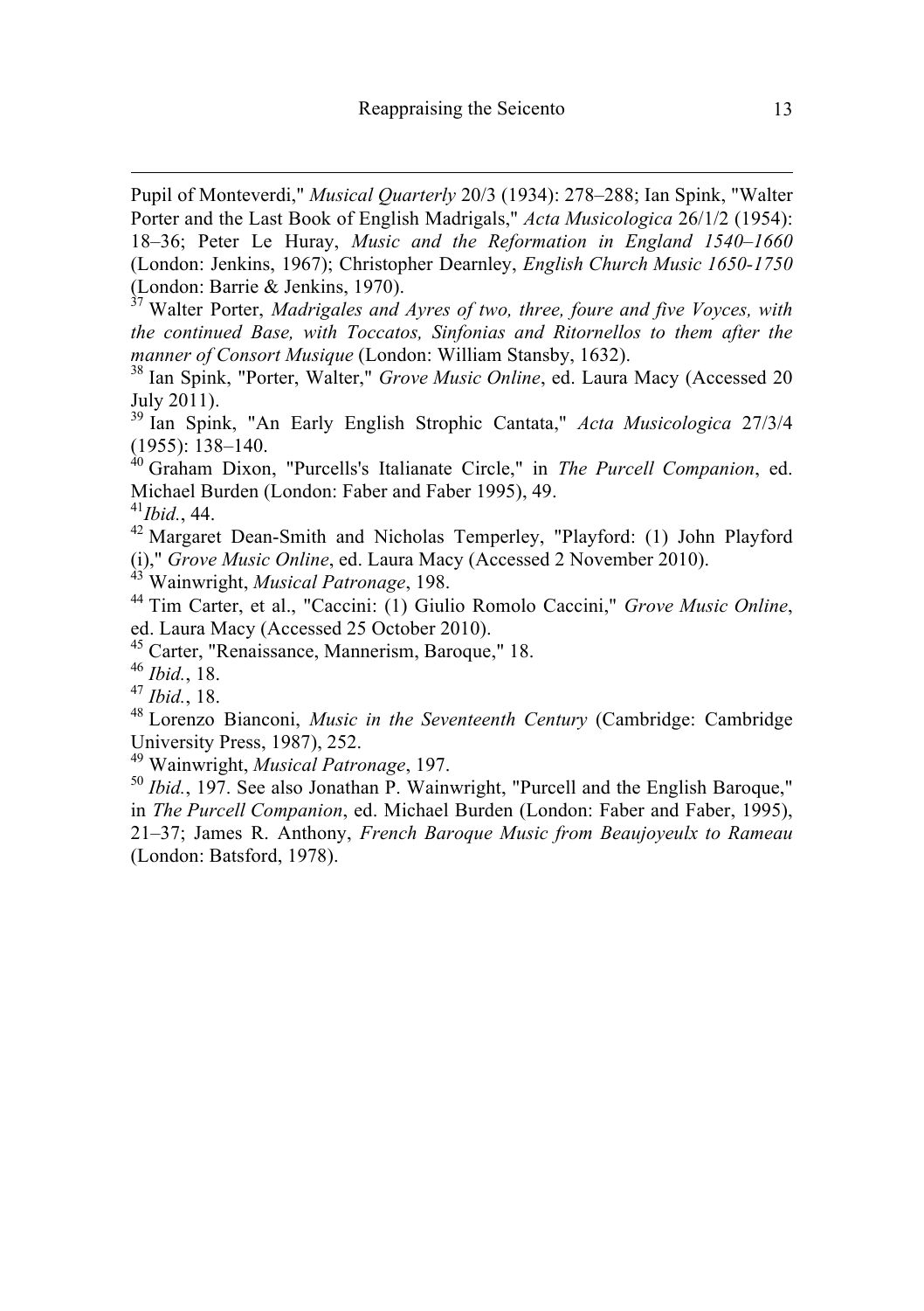Pupil of Monteverdi," *Musical Quarterly* 20/3 (1934): 278–288; Ian Spink, "Walter Porter and the Last Book of English Madrigals," *Acta Musicologica* 26/1/2 (1954): 18–36; Peter Le Huray, *Music and the Reformation in England 1540–1660* (London: Jenkins, 1967); Christopher Dearnley, *English Church Music 1650-1750* (London: Barrie & Jenkins, 1970).

[37] Walter Porter, *Madrigales and Ayres of two, three, foure and five Voyces, with the continued Base, with Toccatos, Sinfonias and Ritornellos to them after the manner of Consort Musique* (London: William Stansby, 1632).

[38] Ian Spink, "Porter, Walter," *Grove Music Online*, ed. Laura Macy (Accessed 20 July 2011).

[39] Ian Spink, "An Early English Strophic Cantata," *Acta Musicologica* 27/3/4 (1955): 138–140.

[40] Graham Dixon, "Purcells's Italianate Circle," in *The Purcell Companion*, ed. Michael Burden (London: Faber and Faber 1995), 49.

[41] *Ibid.*, 44.

[42] Margaret Dean-Smith and Nicholas Temperley, "Playford: (1) John Playford (i)," *Grove Music Online*, ed. Laura Macy (Accessed 2 November 2010).

[43] Wainwright, *Musical Patronage*, 198.

[44] Tim Carter, et al., "Caccini: (1) Giulio Romolo Caccini," *Grove Music Online*, ed. Laura Macy (Accessed 25 October 2010).

[45] Carter, "Renaissance, Mannerism, Baroque," 18.

[46] *Ibid.*, 18.

[47] *Ibid.*, 18.

[48] Lorenzo Bianconi, *Music in the Seventeenth Century* (Cambridge: Cambridge University Press, 1987), 252.

[49] Wainwright, *Musical Patronage*, 197.

[50] *Ibid.*, 197. See also Jonathan P. Wainwright, "Purcell and the English Baroque," in *The Purcell Companion*, ed. Michael Burden (London: Faber and Faber, 1995), 21–37; James R. Anthony, *French Baroque Music from Beaujoyeulx to Rameau* (London: Batsford, 1978).